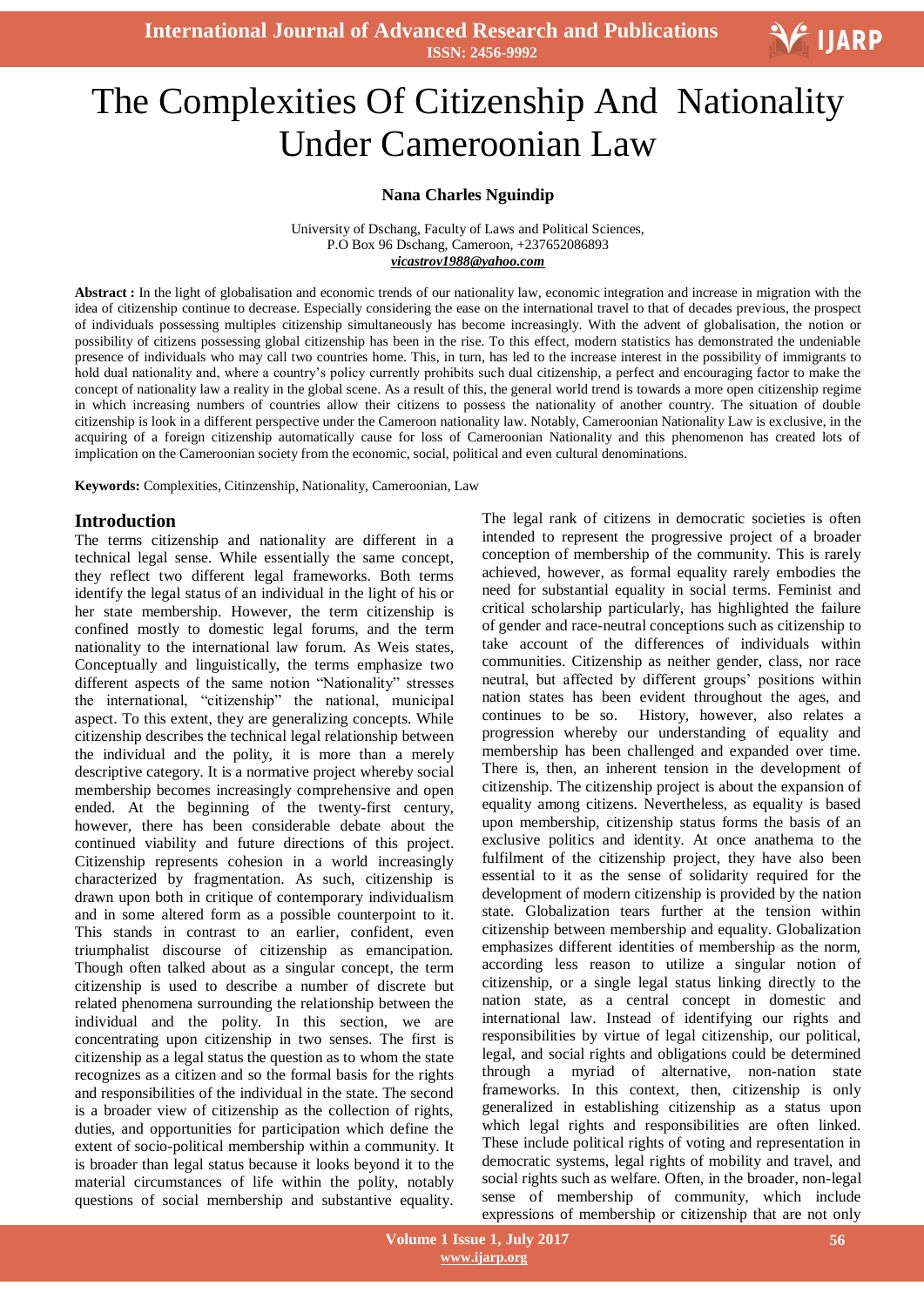# The Complexities Of Citizenship And Nationality Under Cameroonian Law

**Nana Charles Nguindip**

University of Dschang, Faculty of Laws and Political Sciences,
P.O Box 96 Dschang, Cameroon, +237652086893
*vicastrov1988@yahoo.com*

**Abstract :** In the light of globalisation and economic trends of our nationality law, economic integration and increase in migration with the idea of citizenship continue to decrease. Especially considering the ease on the international travel to that of decades previous, the prospect of individuals possessing multiples citizenship simultaneously has become increasingly. With the advent of globalisation, the notion or possibility of citizens possessing global citizenship has been in the rise. To this effect, modern statistics has demonstrated the undeniable presence of individuals who may call two countries home. This, in turn, has led to the increase interest in the possibility of immigrants to hold dual nationality and, where a country's policy currently prohibits such dual citizenship, a perfect and encouraging factor to make the concept of nationality law a reality in the global scene. As a result of this, the general world trend is towards a more open citizenship regime in which increasing numbers of countries allow their citizens to possess the nationality of another country. The situation of double citizenship is look in a different perspective under the Cameroon nationality law. Notably, Cameroonian Nationality Law is exclusive, in the acquiring of a foreign citizenship automatically cause for loss of Cameroonian Nationality and this phenomenon has created lots of implication on the Cameroonian society from the economic, social, political and even cultural denominations.

**Keywords:** Complexities, Citinzenship, Nationality, Cameroonian, Law

## Introduction

The terms citizenship and nationality are different in a technical legal sense. While essentially the same concept, they reflect two different legal frameworks. Both terms identify the legal status of an individual in the light of his or her state membership. However, the term citizenship is confined mostly to domestic legal forums, and the term nationality to the international law forum. As Weis states, Conceptually and linguistically, the terms emphasize two different aspects of the same notion "Nationality" stresses the international, "citizenship" the national, municipal aspect. To this extent, they are generalizing concepts. While citizenship describes the technical legal relationship between the individual and the polity, it is more than a merely descriptive category. It is a normative project whereby social membership becomes increasingly comprehensive and open ended. At the beginning of the twenty-first century, however, there has been considerable debate about the continued viability and future directions of this project. Citizenship represents cohesion in a world increasingly characterized by fragmentation. As such, citizenship is drawn upon both in critique of contemporary individualism and in some altered form as a possible counterpoint to it. This stands in contrast to an earlier, confident, even triumphalist discourse of citizenship as emancipation. Though often talked about as a singular concept, the term citizenship is used to describe a number of discrete but related phenomena surrounding the relationship between the individual and the polity. In this section, we are concentrating upon citizenship in two senses. The first is citizenship as a legal status the question as to whom the state recognizes as a citizen and so the formal basis for the rights and responsibilities of the individual in the state. The second is a broader view of citizenship as the collection of rights, duties, and opportunities for participation which define the extent of socio-political membership within a community. It is broader than legal status because it looks beyond it to the material circumstances of life within the polity, notably questions of social membership and substantive equality. The legal rank of citizens in democratic societies is often intended to represent the progressive project of a broader conception of membership of the community. This is rarely achieved, however, as formal equality rarely embodies the need for substantial equality in social terms. Feminist and critical scholarship particularly, has highlighted the failure of gender and race-neutral conceptions such as citizenship to take account of the differences of individuals within communities. Citizenship as neither gender, class, nor race neutral, but affected by different groups' positions within nation states has been evident throughout the ages, and continues to be so. History, however, also relates a progression whereby our understanding of equality and membership has been challenged and expanded over time. There is, then, an inherent tension in the development of citizenship. The citizenship project is about the expansion of equality among citizens. Nevertheless, as equality is based upon membership, citizenship status forms the basis of an exclusive politics and identity. At once anathema to the fulfilment of the citizenship project, they have also been essential to it as the sense of solidarity required for the development of modern citizenship is provided by the nation state. Globalization tears further at the tension within citizenship between membership and equality. Globalization emphasizes different identities of membership as the norm, according less reason to utilize a singular notion of citizenship, or a single legal status linking directly to the nation state, as a central concept in domestic and international law. Instead of identifying our rights and responsibilities by virtue of legal citizenship, our political, legal, and social rights and obligations could be determined through a myriad of alternative, non-nation state frameworks. In this context, then, citizenship is only generalized in establishing citizenship as a status upon which legal rights and responsibilities are often linked. These include political rights of voting and representation in democratic systems, legal rights of mobility and travel, and social rights such as welfare. Often, in the broader, non-legal sense of membership of community, which include expressions of membership or citizenship that are not only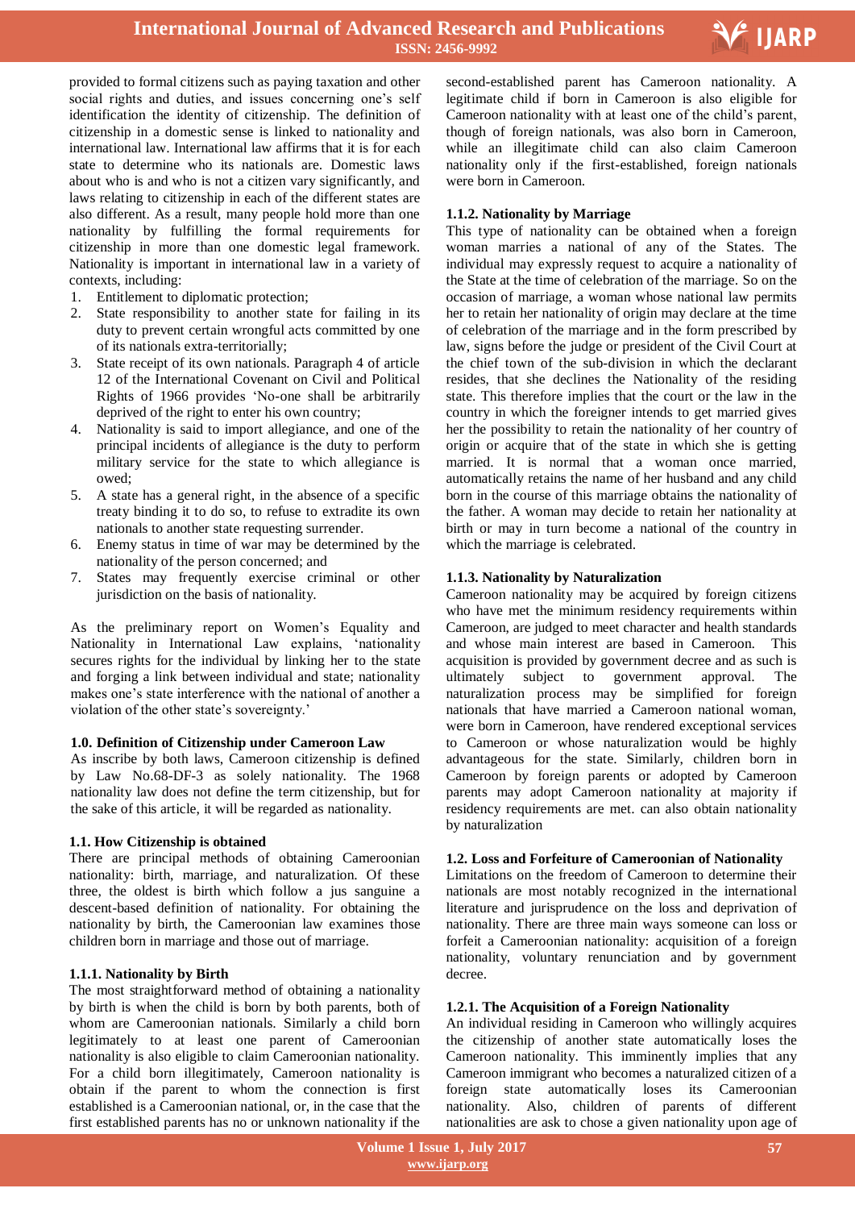provided to formal citizens such as paying taxation and other social rights and duties, and issues concerning one's self identification the identity of citizenship. The definition of citizenship in a domestic sense is linked to nationality and international law. International law affirms that it is for each state to determine who its nationals are. Domestic laws about who is and who is not a citizen vary significantly, and laws relating to citizenship in each of the different states are also different. As a result, many people hold more than one nationality by fulfilling the formal requirements for citizenship in more than one domestic legal framework. Nationality is important in international law in a variety of contexts, including:

1. Entitlement to diplomatic protection;
2. State responsibility to another state for failing in its duty to prevent certain wrongful acts committed by one of its nationals extra-territorially;
3. State receipt of its own nationals. Paragraph 4 of article 12 of the International Covenant on Civil and Political Rights of 1966 provides 'No-one shall be arbitrarily deprived of the right to enter his own country;
4. Nationality is said to import allegiance, and one of the principal incidents of allegiance is the duty to perform military service for the state to which allegiance is owed;
5. A state has a general right, in the absence of a specific treaty binding it to do so, to refuse to extradite its own nationals to another state requesting surrender.
6. Enemy status in time of war may be determined by the nationality of the person concerned; and
7. States may frequently exercise criminal or other jurisdiction on the basis of nationality.

As the preliminary report on Women's Equality and Nationality in International Law explains, 'nationality secures rights for the individual by linking her to the state and forging a link between individual and state; nationality makes one's state interference with the national of another a violation of the other state's sovereignty.'

### 1.0. Definition of Citizenship under Cameroon Law

As inscribe by both laws, Cameroon citizenship is defined by Law No.68-DF-3 as solely nationality. The 1968 nationality law does not define the term citizenship, but for the sake of this article, it will be regarded as nationality.

### 1.1. How Citizenship is obtained

There are principal methods of obtaining Cameroonian nationality: birth, marriage, and naturalization. Of these three, the oldest is birth which follow a jus sanguine a descent-based definition of nationality. For obtaining the nationality by birth, the Cameroonian law examines those children born in marriage and those out of marriage.

#### 1.1.1. Nationality by Birth

The most straightforward method of obtaining a nationality by birth is when the child is born by both parents, both of whom are Cameroonian nationals. Similarly a child born legitimately to at least one parent of Cameroonian nationality is also eligible to claim Cameroonian nationality. For a child born illegitimately, Cameroon nationality is obtain if the parent to whom the connection is first established is a Cameroonian national, or, in the case that the first established parents has no or unknown nationality if the second-established parent has Cameroon nationality. A legitimate child if born in Cameroon is also eligible for Cameroon nationality with at least one of the child's parent, though of foreign nationals, was also born in Cameroon, while an illegitimate child can also claim Cameroon nationality only if the first-established, foreign nationals were born in Cameroon.

#### 1.1.2. Nationality by Marriage

This type of nationality can be obtained when a foreign woman marries a national of any of the States. The individual may expressly request to acquire a nationality of the State at the time of celebration of the marriage. So on the occasion of marriage, a woman whose national law permits her to retain her nationality of origin may declare at the time of celebration of the marriage and in the form prescribed by law, signs before the judge or president of the Civil Court at the chief town of the sub-division in which the declarant resides, that she declines the Nationality of the residing state. This therefore implies that the court or the law in the country in which the foreigner intends to get married gives her the possibility to retain the nationality of her country of origin or acquire that of the state in which she is getting married. It is normal that a woman once married, automatically retains the name of her husband and any child born in the course of this marriage obtains the nationality of the father. A woman may decide to retain her nationality at birth or may in turn become a national of the country in which the marriage is celebrated.

#### 1.1.3. Nationality by Naturalization

Cameroon nationality may be acquired by foreign citizens who have met the minimum residency requirements within Cameroon, are judged to meet character and health standards and whose main interest are based in Cameroon. This acquisition is provided by government decree and as such is ultimately subject to government approval. The naturalization process may be simplified for foreign nationals that have married a Cameroon national woman, were born in Cameroon, have rendered exceptional services to Cameroon or whose naturalization would be highly advantageous for the state. Similarly, children born in Cameroon by foreign parents or adopted by Cameroon parents may adopt Cameroon nationality at majority if residency requirements are met. can also obtain nationality by naturalization

### 1.2. Loss and Forfeiture of Cameroonian of Nationality

Limitations on the freedom of Cameroon to determine their nationals are most notably recognized in the international literature and jurisprudence on the loss and deprivation of nationality. There are three main ways someone can loss or forfeit a Cameroonian nationality: acquisition of a foreign nationality, voluntary renunciation and by government decree.

#### 1.2.1. The Acquisition of a Foreign Nationality

An individual residing in Cameroon who willingly acquires the citizenship of another state automatically loses the Cameroon nationality. This imminently implies that any Cameroon immigrant who becomes a naturalized citizen of a foreign state automatically loses its Cameroonian nationality. Also, children of parents of different nationalities are ask to chose a given nationality upon age of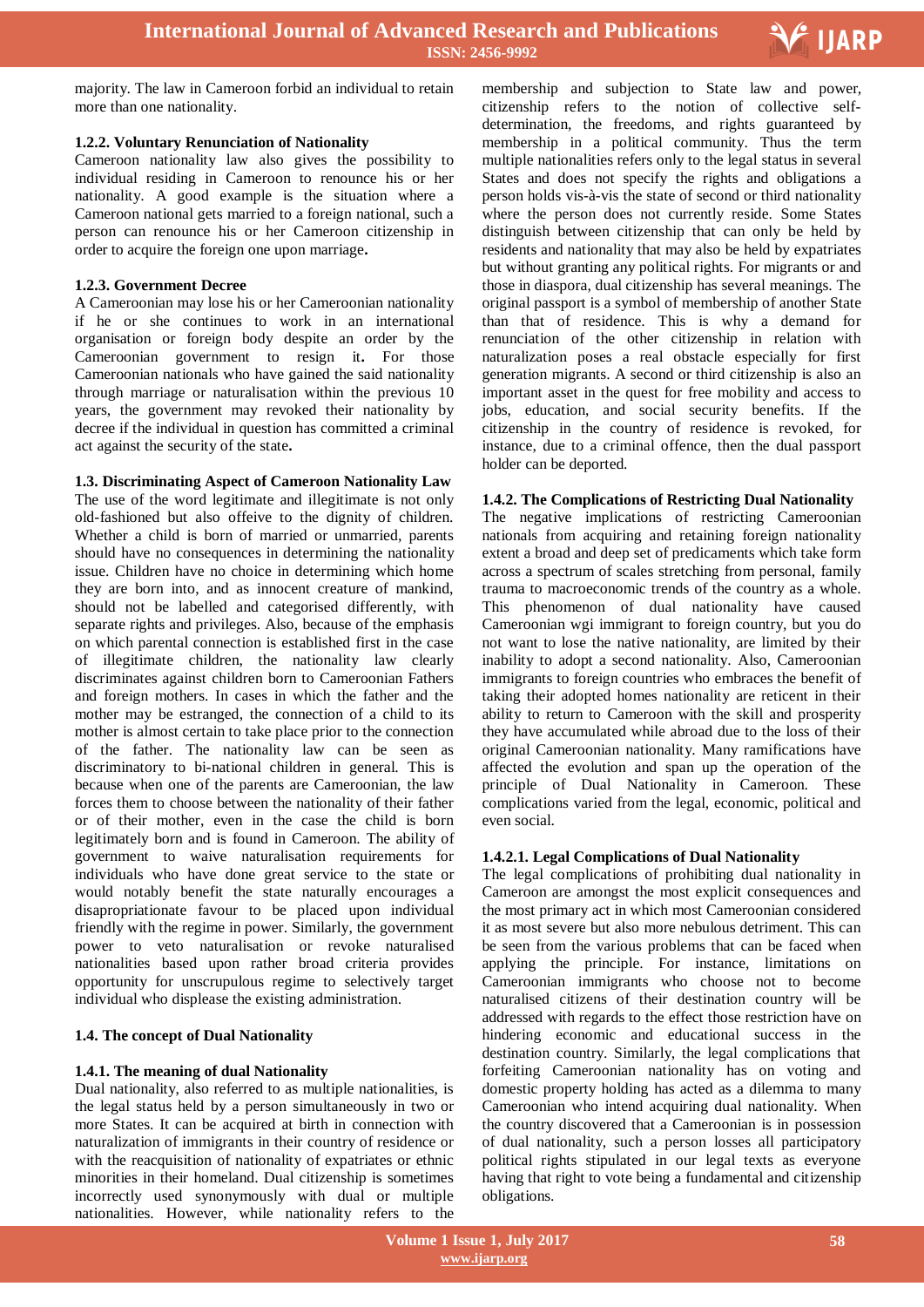majority. The law in Cameroon forbid an individual to retain more than one nationality.

#### 1.2.2. Voluntary Renunciation of Nationality

Cameroon nationality law also gives the possibility to individual residing in Cameroon to renounce his or her nationality. A good example is the situation where a Cameroon national gets married to a foreign national, such a person can renounce his or her Cameroon citizenship in order to acquire the foreign one upon marriage**.**

#### 1.2.3. Government Decree

A Cameroonian may lose his or her Cameroonian nationality if he or she continues to work in an international organisation or foreign body despite an order by the Cameroonian government to resign it**.** For those Cameroonian nationals who have gained the said nationality through marriage or naturalisation within the previous 10 years, the government may revoked their nationality by decree if the individual in question has committed a criminal act against the security of the state**.**

### 1.3. Discriminating Aspect of Cameroon Nationality Law

The use of the word legitimate and illegitimate is not only old-fashioned but also offeive to the dignity of children. Whether a child is born of married or unmarried, parents should have no consequences in determining the nationality issue. Children have no choice in determining which home they are born into, and as innocent creature of mankind, should not be labelled and categorised differently, with separate rights and privileges. Also, because of the emphasis on which parental connection is established first in the case of illegitimate children, the nationality law clearly discriminates against children born to Cameroonian Fathers and foreign mothers. In cases in which the father and the mother may be estranged, the connection of a child to its mother is almost certain to take place prior to the connection of the father. The nationality law can be seen as discriminatory to bi-national children in general. This is because when one of the parents are Cameroonian, the law forces them to choose between the nationality of their father or of their mother, even in the case the child is born legitimately born and is found in Cameroon. The ability of government to waive naturalisation requirements for individuals who have done great service to the state or would notably benefit the state naturally encourages a disapropriationate favour to be placed upon individual friendly with the regime in power. Similarly, the government power to veto naturalisation or revoke naturalised nationalities based upon rather broad criteria provides opportunity for unscrupulous regime to selectively target individual who displease the existing administration.

### 1.4. The concept of Dual Nationality

#### 1.4.1. The meaning of dual Nationality

Dual nationality, also referred to as multiple nationalities, is the legal status held by a person simultaneously in two or more States. It can be acquired at birth in connection with naturalization of immigrants in their country of residence or with the reacquisition of nationality of expatriates or ethnic minorities in their homeland. Dual citizenship is sometimes incorrectly used synonymously with dual or multiple nationalities. However, while nationality refers to the membership and subjection to State law and power, citizenship refers to the notion of collective self-determination, the freedoms, and rights guaranteed by membership in a political community. Thus the term multiple nationalities refers only to the legal status in several States and does not specify the rights and obligations a person holds vis-à-vis the state of second or third nationality where the person does not currently reside. Some States distinguish between citizenship that can only be held by residents and nationality that may also be held by expatriates but without granting any political rights. For migrants or and those in diaspora, dual citizenship has several meanings. The original passport is a symbol of membership of another State than that of residence. This is why a demand for renunciation of the other citizenship in relation with naturalization poses a real obstacle especially for first generation migrants. A second or third citizenship is also an important asset in the quest for free mobility and access to jobs, education, and social security benefits. If the citizenship in the country of residence is revoked, for instance, due to a criminal offence, then the dual passport holder can be deported.

#### 1.4.2. The Complications of Restricting Dual Nationality

The negative implications of restricting Cameroonian nationals from acquiring and retaining foreign nationality extent a broad and deep set of predicaments which take form across a spectrum of scales stretching from personal, family trauma to macroeconomic trends of the country as a whole. This phenomenon of dual nationality have caused Cameroonian wgi immigrant to foreign country, but you do not want to lose the native nationality, are limited by their inability to adopt a second nationality. Also, Cameroonian immigrants to foreign countries who embraces the benefit of taking their adopted homes nationality are reticent in their ability to return to Cameroon with the skill and prosperity they have accumulated while abroad due to the loss of their original Cameroonian nationality. Many ramifications have affected the evolution and span up the operation of the principle of Dual Nationality in Cameroon. These complications varied from the legal, economic, political and even social.

##### 1.4.2.1. Legal Complications of Dual Nationality

The legal complications of prohibiting dual nationality in Cameroon are amongst the most explicit consequences and the most primary act in which most Cameroonian considered it as most severe but also more nebulous detriment. This can be seen from the various problems that can be faced when applying the principle. For instance, limitations on Cameroonian immigrants who choose not to become naturalised citizens of their destination country will be addressed with regards to the effect those restriction have on hindering economic and educational success in the destination country. Similarly, the legal complications that forfeiting Cameroonian nationality has on voting and domestic property holding has acted as a dilemma to many Cameroonian who intend acquiring dual nationality. When the country discovered that a Cameroonian is in possession of dual nationality, such a person losses all participatory political rights stipulated in our legal texts as everyone having that right to vote being a fundamental and citizenship obligations.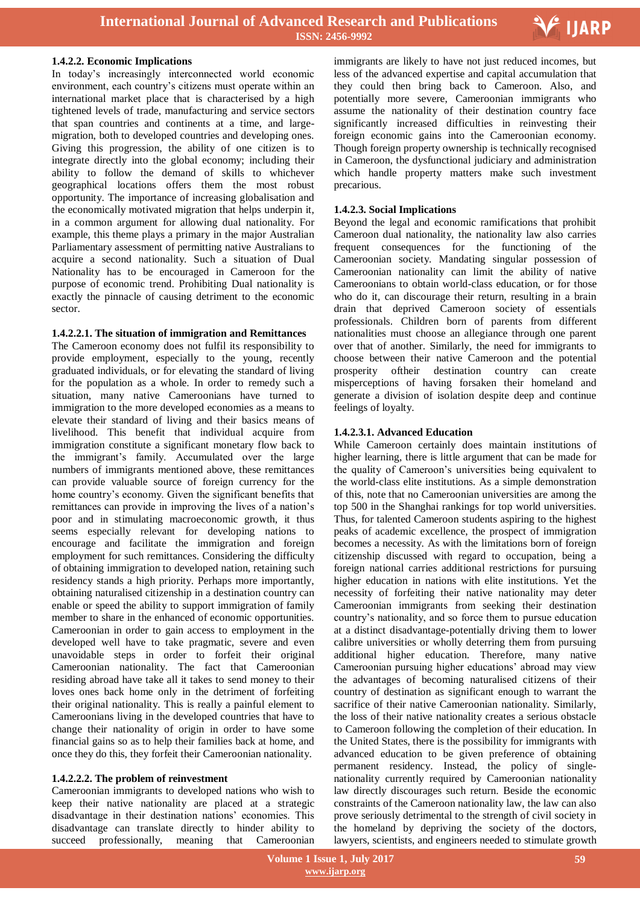#### 1.4.2.2. Economic Implications

In today's increasingly interconnected world economic environment, each country's citizens must operate within an international market place that is characterised by a high tightened levels of trade, manufacturing and service sectors that span countries and continents at a time, and large-migration, both to developed countries and developing ones. Giving this progression, the ability of one citizen is to integrate directly into the global economy; including their ability to follow the demand of skills to whichever geographical locations offers them the most robust opportunity. The importance of increasing globalisation and the economically motivated migration that helps underpin it, in a common argument for allowing dual nationality. For example, this theme plays a primary in the major Australian Parliamentary assessment of permitting native Australians to acquire a second nationality. Such a situation of Dual Nationality has to be encouraged in Cameroon for the purpose of economic trend. Prohibiting Dual nationality is exactly the pinnacle of causing detriment to the economic sector.

##### 1.4.2.2.1. The situation of immigration and Remittances

The Cameroon economy does not fulfil its responsibility to provide employment, especially to the young, recently graduated individuals, or for elevating the standard of living for the population as a whole. In order to remedy such a situation, many native Cameroonians have turned to immigration to the more developed economies as a means to elevate their standard of living and their basics means of livelihood. This benefit that individual acquire from immigration constitute a significant monetary flow back to the immigrant's family. Accumulated over the large numbers of immigrants mentioned above, these remittances can provide valuable source of foreign currency for the home country's economy. Given the significant benefits that remittances can provide in improving the lives of a nation's poor and in stimulating macroeconomic growth, it thus seems especially relevant for developing nations to encourage and facilitate the immigration and foreign employment for such remittances. Considering the difficulty of obtaining immigration to developed nation, retaining such residency stands a high priority. Perhaps more importantly, obtaining naturalised citizenship in a destination country can enable or speed the ability to support immigration of family member to share in the enhanced of economic opportunities. Cameroonian in order to gain access to employment in the developed well have to take pragmatic, severe and even unavoidable steps in order to forfeit their original Cameroonian nationality. The fact that Cameroonian residing abroad have take all it takes to send money to their loves ones back home only in the detriment of forfeiting their original nationality. This is really a painful element to Cameroonians living in the developed countries that have to change their nationality of origin in order to have some financial gains so as to help their families back at home, and once they do this, they forfeit their Cameroonian nationality.

##### 1.4.2.2.2. The problem of reinvestment

Cameroonian immigrants to developed nations who wish to keep their native nationality are placed at a strategic disadvantage in their destination nations' economies. This disadvantage can translate directly to hinder ability to succeed professionally, meaning that Cameroonian immigrants are likely to have not just reduced incomes, but less of the advanced expertise and capital accumulation that they could then bring back to Cameroon. Also, and potentially more severe, Cameroonian immigrants who assume the nationality of their destination country face significantly increased difficulties in reinvesting their foreign economic gains into the Cameroonian economy. Though foreign property ownership is technically recognised in Cameroon, the dysfunctional judiciary and administration which handle property matters make such investment precarious.

#### 1.4.2.3. Social Implications

Beyond the legal and economic ramifications that prohibit Cameroon dual nationality, the nationality law also carries frequent consequences for the functioning of the Cameroonian society. Mandating singular possession of Cameroonian nationality can limit the ability of native Cameroonians to obtain world-class education, or for those who do it, can discourage their return, resulting in a brain drain that deprived Cameroon society of essentials professionals. Children born of parents from different nationalities must choose an allegiance through one parent over that of another. Similarly, the need for immigrants to choose between their native Cameroon and the potential prosperity oftheir destination country can create misperceptions of having forsaken their homeland and generate a division of isolation despite deep and continue feelings of loyalty.

##### 1.4.2.3.1. Advanced Education

While Cameroon certainly does maintain institutions of higher learning, there is little argument that can be made for the quality of Cameroon's universities being equivalent to the world-class elite institutions. As a simple demonstration of this, note that no Cameroonian universities are among the top 500 in the Shanghai rankings for top world universities. Thus, for talented Cameroon students aspiring to the highest peaks of academic excellence, the prospect of immigration becomes a necessity. As with the limitations born of foreign citizenship discussed with regard to occupation, being a foreign national carries additional restrictions for pursuing higher education in nations with elite institutions. Yet the necessity of forfeiting their native nationality may deter Cameroonian immigrants from seeking their destination country's nationality, and so force them to pursue education at a distinct disadvantage-potentially driving them to lower calibre universities or wholly deterring them from pursuing additional higher education. Therefore, many native Cameroonian pursuing higher educations' abroad may view the advantages of becoming naturalised citizens of their country of destination as significant enough to warrant the sacrifice of their native Cameroonian nationality. Similarly, the loss of their native nationality creates a serious obstacle to Cameroon following the completion of their education. In the United States, there is the possibility for immigrants with advanced education to be given preference of obtaining permanent residency. Instead, the policy of single-nationality currently required by Cameroonian nationality law directly discourages such return. Beside the economic constraints of the Cameroon nationality law, the law can also prove seriously detrimental to the strength of civil society in the homeland by depriving the society of the doctors, lawyers, scientists, and engineers needed to stimulate growth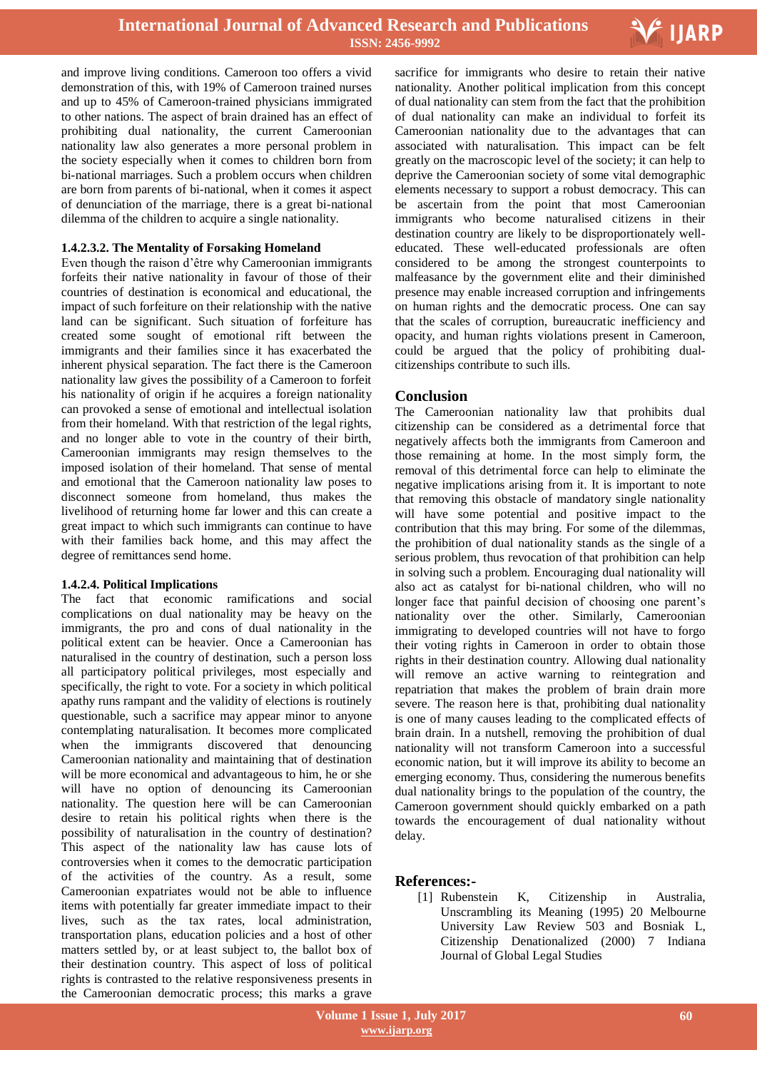and improve living conditions. Cameroon too offers a vivid demonstration of this, with 19% of Cameroon trained nurses and up to 45% of Cameroon-trained physicians immigrated to other nations. The aspect of brain drained has an effect of prohibiting dual nationality, the current Cameroonian nationality law also generates a more personal problem in the society especially when it comes to children born from bi-national marriages. Such a problem occurs when children are born from parents of bi-national, when it comes it aspect of denunciation of the marriage, there is a great bi-national dilemma of the children to acquire a single nationality.

#### 1.4.2.3.2. The Mentality of Forsaking Homeland

Even though the raison d'être why Cameroonian immigrants forfeits their native nationality in favour of those of their countries of destination is economical and educational, the impact of such forfeiture on their relationship with the native land can be significant. Such situation of forfeiture has created some sought of emotional rift between the immigrants and their families since it has exacerbated the inherent physical separation. The fact there is the Cameroon nationality law gives the possibility of a Cameroon to forfeit his nationality of origin if he acquires a foreign nationality can provoked a sense of emotional and intellectual isolation from their homeland. With that restriction of the legal rights, and no longer able to vote in the country of their birth, Cameroonian immigrants may resign themselves to the imposed isolation of their homeland. That sense of mental and emotional that the Cameroon nationality law poses to disconnect someone from homeland, thus makes the livelihood of returning home far lower and this can create a great impact to which such immigrants can continue to have with their families back home, and this may affect the degree of remittances send home.

#### 1.4.2.4. Political Implications

The fact that economic ramifications and social complications on dual nationality may be heavy on the immigrants, the pro and cons of dual nationality in the political extent can be heavier. Once a Cameroonian has naturalised in the country of destination, such a person loss all participatory political privileges, most especially and specifically, the right to vote. For a society in which political apathy runs rampant and the validity of elections is routinely questionable, such a sacrifice may appear minor to anyone contemplating naturalisation. It becomes more complicated when the immigrants discovered that denouncing Cameroonian nationality and maintaining that of destination will be more economical and advantageous to him, he or she will have no option of denouncing its Cameroonian nationality. The question here will be can Cameroonian desire to retain his political rights when there is the possibility of naturalisation in the country of destination? This aspect of the nationality law has cause lots of controversies when it comes to the democratic participation of the activities of the country. As a result, some Cameroonian expatriates would not be able to influence items with potentially far greater immediate impact to their lives, such as the tax rates, local administration, transportation plans, education policies and a host of other matters settled by, or at least subject to, the ballot box of their destination country. This aspect of loss of political rights is contrasted to the relative responsiveness presents in the Cameroonian democratic process; this marks a grave sacrifice for immigrants who desire to retain their native nationality. Another political implication from this concept of dual nationality can stem from the fact that the prohibition of dual nationality can make an individual to forfeit its Cameroonian nationality due to the advantages that can associated with naturalisation. This impact can be felt greatly on the macroscopic level of the society; it can help to deprive the Cameroonian society of some vital demographic elements necessary to support a robust democracy. This can be ascertain from the point that most Cameroonian immigrants who become naturalised citizens in their destination country are likely to be disproportionately well-educated. These well-educated professionals are often considered to be among the strongest counterpoints to malfeasance by the government elite and their diminished presence may enable increased corruption and infringements on human rights and the democratic process. One can say that the scales of corruption, bureaucratic inefficiency and opacity, and human rights violations present in Cameroon, could be argued that the policy of prohibiting dual-citizenships contribute to such ills.

## Conclusion

The Cameroonian nationality law that prohibits dual citizenship can be considered as a detrimental force that negatively affects both the immigrants from Cameroon and those remaining at home. In the most simply form, the removal of this detrimental force can help to eliminate the negative implications arising from it. It is important to note that removing this obstacle of mandatory single nationality will have some potential and positive impact to the contribution that this may bring. For some of the dilemmas, the prohibition of dual nationality stands as the single of a serious problem, thus revocation of that prohibition can help in solving such a problem. Encouraging dual nationality will also act as catalyst for bi-national children, who will no longer face that painful decision of choosing one parent's nationality over the other. Similarly, Cameroonian immigrating to developed countries will not have to forgo their voting rights in Cameroon in order to obtain those rights in their destination country. Allowing dual nationality will remove an active warning to reintegration and repatriation that makes the problem of brain drain more severe. The reason here is that, prohibiting dual nationality is one of many causes leading to the complicated effects of brain drain. In a nutshell, removing the prohibition of dual nationality will not transform Cameroon into a successful economic nation, but it will improve its ability to become an emerging economy. Thus, considering the numerous benefits dual nationality brings to the population of the country, the Cameroon government should quickly embarked on a path towards the encouragement of dual nationality without delay.

## References:-

[1] Rubenstein K, Citizenship in Australia, Unscrambling its Meaning (1995) 20 Melbourne University Law Review 503 and Bosniak L, Citizenship Denationalized (2000) 7 Indiana Journal of Global Legal Studies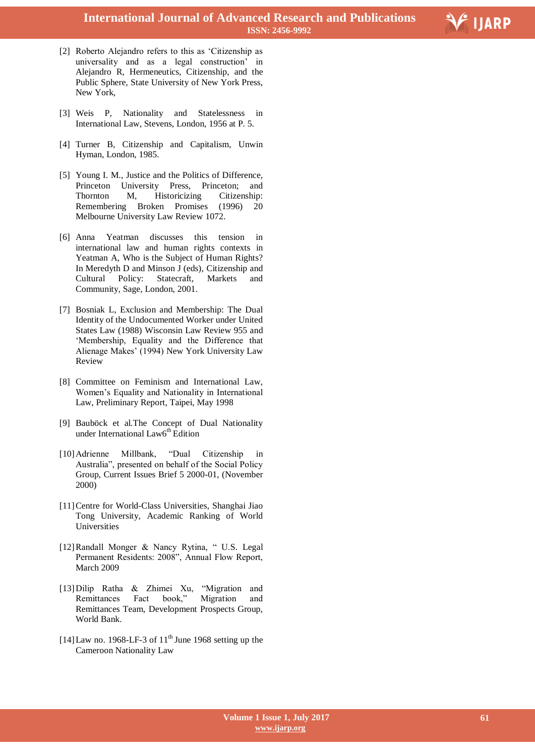[2] Roberto Alejandro refers to this as 'Citizenship as universality and as a legal construction' in Alejandro R, Hermeneutics, Citizenship, and the Public Sphere, State University of New York Press, New York,

[3] Weis P, Nationality and Statelessness in International Law, Stevens, London, 1956 at P. 5.

[4] Turner B, Citizenship and Capitalism, Unwin Hyman, London, 1985.

[5] Young I. M., Justice and the Politics of Difference, Princeton University Press, Princeton; and Thornton M, Historicizing Citizenship: Remembering Broken Promises (1996) 20 Melbourne University Law Review 1072.

[6] Anna Yeatman discusses this tension in international law and human rights contexts in Yeatman A, Who is the Subject of Human Rights? In Meredyth D and Minson J (eds), Citizenship and Cultural Policy: Statecraft, Markets and Community, Sage, London, 2001.

[7] Bosniak L, Exclusion and Membership: The Dual Identity of the Undocumented Worker under United States Law (1988) Wisconsin Law Review 955 and 'Membership, Equality and the Difference that Alienage Makes' (1994) New York University Law Review

[8] Committee on Feminism and International Law, Women's Equality and Nationality in International Law, Preliminary Report, Taipei, May 1998

[9] Bauböck et al.The Concept of Dual Nationality under International Law6th Edition

[10] Adrienne Millbank, "Dual Citizenship in Australia", presented on behalf of the Social Policy Group, Current Issues Brief 5 2000-01, (November 2000)

[11] Centre for World-Class Universities, Shanghai Jiao Tong University, Academic Ranking of World Universities

[12] Randall Monger & Nancy Rytina, " U.S. Legal Permanent Residents: 2008", Annual Flow Report, March 2009

[13] Dilip Ratha & Zhimei Xu, "Migration and Remittances Fact book," Migration and Remittances Team, Development Prospects Group, World Bank.

[14] Law no. 1968-LF-3 of 11th June 1968 setting up the Cameroon Nationality Law